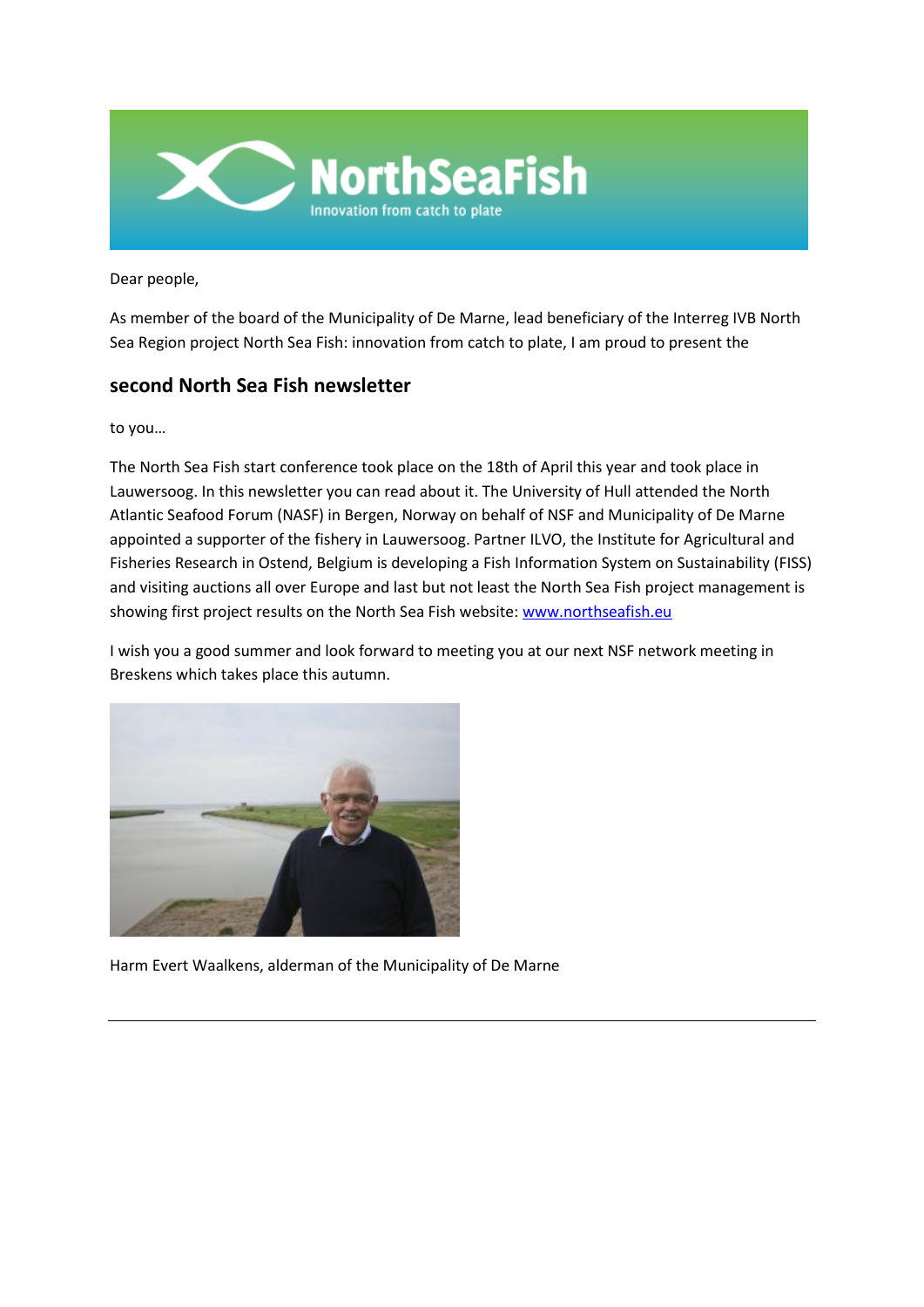Dear people,

As member of the board of the Municipality of De Marne, lead beneficiary of the Interreg IVB North Sea Region project North Sea Fish: innovation from catch to plate, I am proud to present the

## second North Sea Fish newsletter

to you…

The North Sea Fish start conference took place on the 18th of April this year and took place in Lauwersoog. In this newsletter you can read about it. The University of Hull attended the North Atlantic Seafood Forum (NASF) in Bergen, Norway on behalf of NSF and Municipality of De Marne appointed a supporter of the fishery in Lauwersoog. Partner ILVO, the Institute for Agricultural and Fisheries Research in Ostend, Belgium is developing a Fish Information System on Sustainability (FISS) and visiting auctions all over Europe and last but not least the North Sea Fish project management is showing first project results on the North Sea Fish website: [www.northseafish.eu](http://www.northseafish.eu)

I wish you a good summer and look forward to meeting you at our next NSF network meeting in Breskens which takes place this autumn.

Harm Evert Waalkens, alderman of the Municipality of De Marne

---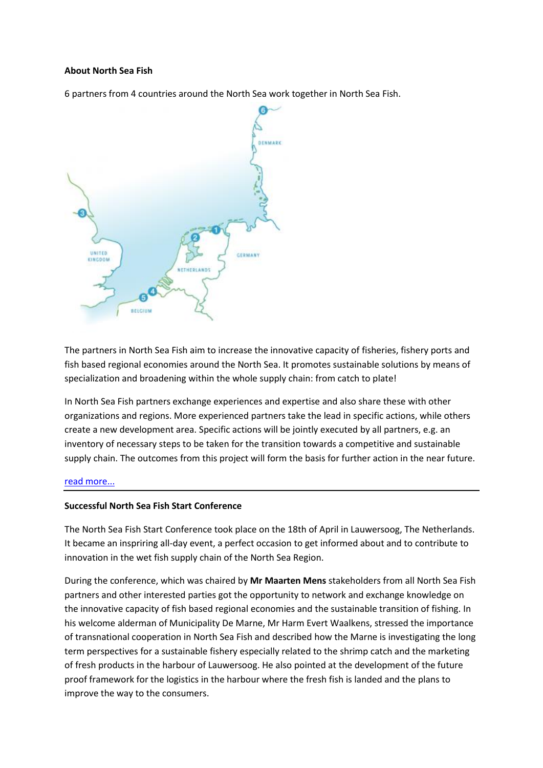**About North Sea Fish**

6 partners from 4 countries around the North Sea work together in North Sea Fish.

The partners in North Sea Fish aim to increase the innovative capacity of fisheries, fishery ports and fish based regional economies around the North Sea. It promotes sustainable solutions by means of specialization and broadening within the whole supply chain: from catch to plate!

In North Sea Fish partners exchange experiences and expertise and also share these with other organizations and regions. More experienced partners take the lead in specific actions, while others create a new development area. Specific actions will be jointly executed by all partners, e.g. an inventory of necessary steps to be taken for the transition towards a competitive and sustainable supply chain. The outcomes from this project will form the basis for further action in the near future.

read more...

---

**Successful North Sea Fish Start Conference**

The North Sea Fish Start Conference took place on the 18th of April in Lauwersoog, The Netherlands. It became an inspriring all-day event, a perfect occasion to get informed about and to contribute to innovation in the wet fish supply chain of the North Sea Region.

During the conference, which was chaired by **Mr Maarten Mens** stakeholders from all North Sea Fish partners and other interested parties got the opportunity to network and exchange knowledge on the innovative capacity of fish based regional economies and the sustainable transition of fishing. In his welcome alderman of Municipality De Marne, Mr Harm Evert Waalkens, stressed the importance of transnational cooperation in North Sea Fish and described how the Marne is investigating the long term perspectives for a sustainable fishery especially related to the shrimp catch and the marketing of fresh products in the harbour of Lauwersoog. He also pointed at the development of the future proof framework for the logistics in the harbour where the fresh fish is landed and the plans to improve the way to the consumers.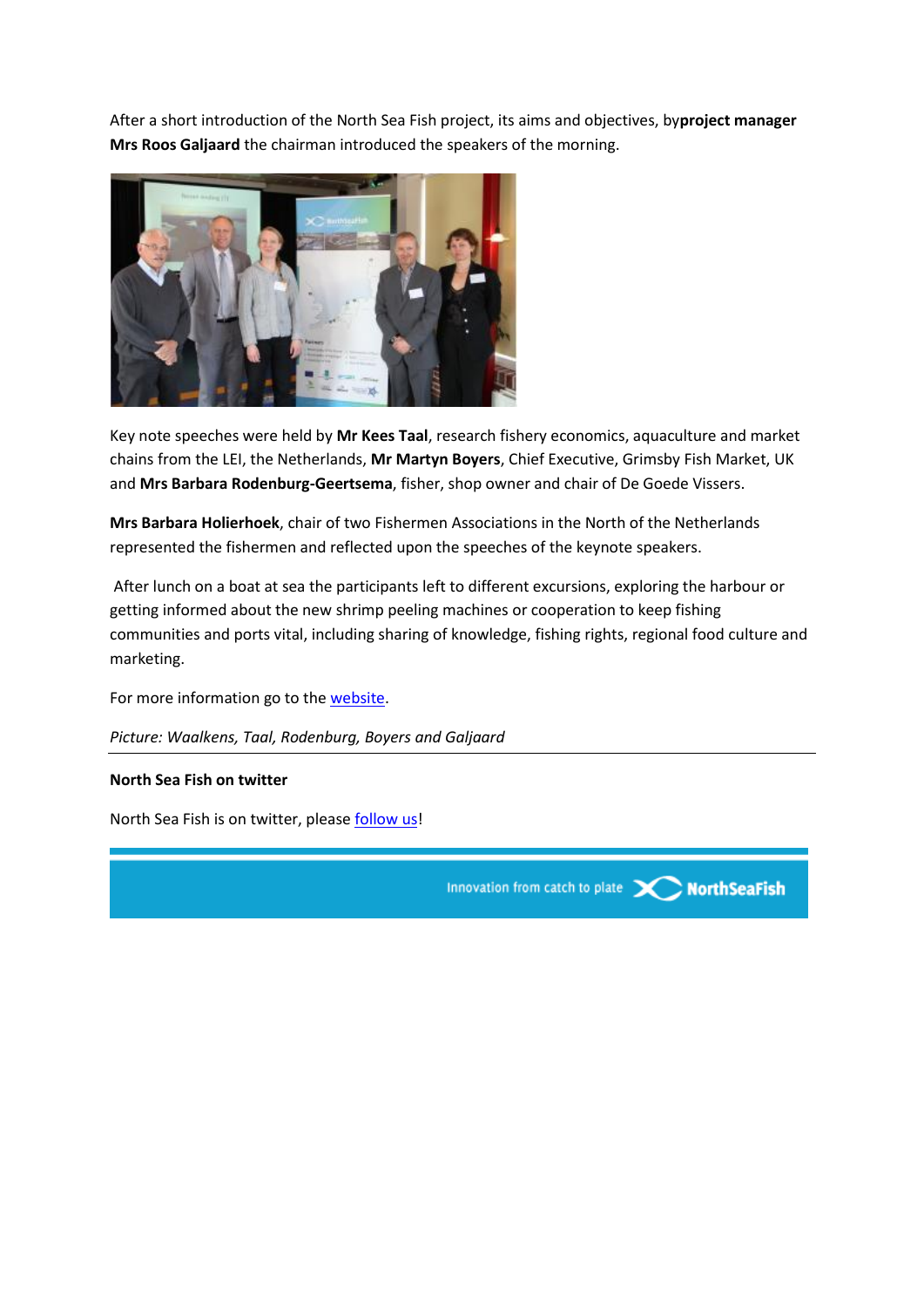After a short introduction of the North Sea Fish project, its aims and objectives, by**project manager Mrs Roos Galjaard** the chairman introduced the speakers of the morning.

Key note speeches were held by **Mr Kees Taal**, research fishery economics, aquaculture and market chains from the LEI, the Netherlands, **Mr Martyn Boyers**, Chief Executive, Grimsby Fish Market, UK and **Mrs Barbara Rodenburg-Geertsema**, fisher, shop owner and chair of De Goede Vissers.

**Mrs Barbara Holierhoek**, chair of two Fishermen Associations in the North of the Netherlands represented the fishermen and reflected upon the speeches of the keynote speakers.

After lunch on a boat at sea the participants left to different excursions, exploring the harbour or getting informed about the new shrimp peeling machines or cooperation to keep fishing communities and ports vital, including sharing of knowledge, fishing rights, regional food culture and marketing.

For more information go to the website.

*Picture: Waalkens, Taal, Rodenburg, Boyers and Galjaard*

---

**North Sea Fish on twitter**

North Sea Fish is on twitter, please follow us!

Innovation from catch to plate NorthSeaFish